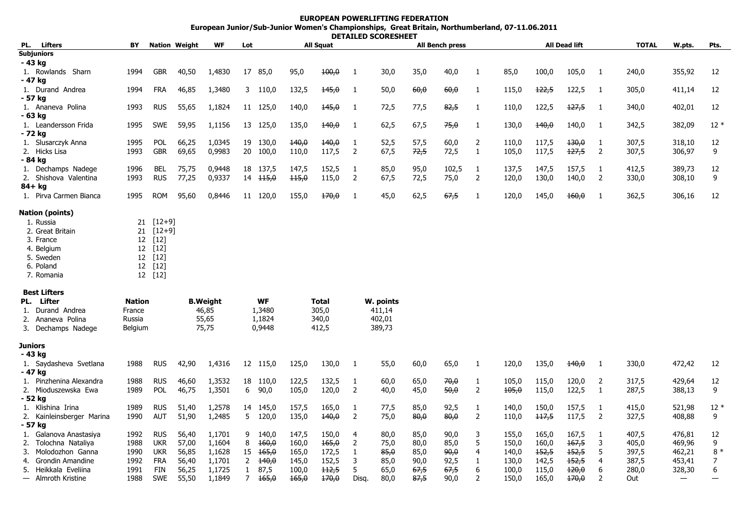# EUROPEAN POWERLIFTING FEDERATION

## European Junior/Sub-Junior Women's Championships, Great Britain, Northumberland, 07-11.06.2011

### DETAILED SCORESHEET

| PL. | Lifters | BY | Nation | Weight | WF | Lot | All Squat | | | | All Bench press | | | | All Dead lift | | | | TOTAL | W.pts. | Pts. |
|---|---|---|---|---|---|---|---|---|---|---|---|---|---|---|---|---|---|---|---|---|---|
| **Subjuniors** | | | | | | | | | | | | | | | | | | | | | |
| **- 43 kg** | | | | | | | | | | | | | | | | | | | | | |
| 1. | Rowlands Sharn | 1994 | GBR | 40,50 | 1,4830 | 17 | 85,0 | 95,0 | ~~100,0~~ | 1 | 30,0 | 35,0 | 40,0 | 1 | 85,0 | 100,0 | 105,0 | 1 | 240,0 | 355,92 | 12 |
| **- 47 kg** | | | | | | | | | | | | | | | | | | | | | |
| 1. | Durand Andrea | 1994 | FRA | 46,85 | 1,3480 | 3 | 110,0 | 132,5 | ~~145,0~~ | 1 | 50,0 | ~~60,0~~ | ~~60,0~~ | 1 | 115,0 | ~~122,5~~ | 122,5 | 1 | 305,0 | 411,14 | 12 |
| **- 57 kg** | | | | | | | | | | | | | | | | | | | | | |
| 1. | Ananeva Polina | 1993 | RUS | 55,65 | 1,1824 | 11 | 125,0 | 140,0 | ~~145,0~~ | 1 | 72,5 | 77,5 | ~~82,5~~ | 1 | 110,0 | 122,5 | ~~127,5~~ | 1 | 340,0 | 402,01 | 12 |
| **- 63 kg** | | | | | | | | | | | | | | | | | | | | | |
| 1. | Leandersson Frida | 1995 | SWE | 59,95 | 1,1156 | 13 | 125,0 | 135,0 | ~~140,0~~ | 1 | 62,5 | 67,5 | ~~75,0~~ | 1 | 130,0 | ~~140,0~~ | 140,0 | 1 | 342,5 | 382,09 | 12 * |
| **- 72 kg** | | | | | | | | | | | | | | | | | | | | | |
| 1. | Slusarczyk Anna | 1995 | POL | 66,25 | 1,0345 | 19 | 130,0 | ~~140,0~~ | ~~140,0~~ | 1 | 52,5 | 57,5 | 60,0 | 2 | 110,0 | 117,5 | ~~130,0~~ | 1 | 307,5 | 318,10 | 12 |
| 2. | Hicks Lisa | 1993 | GBR | 69,65 | 0,9983 | 20 | 100,0 | 110,0 | 117,5 | 2 | 67,5 | ~~72,5~~ | 72,5 | 1 | 105,0 | 117,5 | ~~127,5~~ | 2 | 307,5 | 306,97 | 9 |
| **- 84 kg** | | | | | | | | | | | | | | | | | | | | | |
| 1. | Dechamps Nadege | 1996 | BEL | 75,75 | 0,9448 | 18 | 137,5 | 147,5 | 152,5 | 1 | 85,0 | 95,0 | 102,5 | 1 | 137,5 | 147,5 | 157,5 | 1 | 412,5 | 389,73 | 12 |
| 2. | Shishova Valentina | 1993 | RUS | 77,25 | 0,9337 | 14 | ~~115,0~~ | ~~115,0~~ | 115,0 | 2 | 67,5 | 72,5 | 75,0 | 2 | 120,0 | 130,0 | 140,0 | 2 | 330,0 | 308,10 | 9 |
| **84+ kg** | | | | | | | | | | | | | | | | | | | | | |
| 1. | Pirva Carmen Bianca | 1995 | ROM | 95,60 | 0,8446 | 11 | 120,0 | 155,0 | ~~170,0~~ | 1 | 45,0 | 62,5 | ~~67,5~~ | 1 | 120,0 | 145,0 | ~~160,0~~ | 1 | 362,5 | 306,16 | 12 |

**Nation (points)**

1. Russia 21 [12+9]
2. Great Britain 21 [12+9]
3. France 12 [12]
4. Belgium 12 [12]
5. Sweden 12 [12]
6. Poland 12 [12]
7. Romania 12 [12]

**Best Lifters**

| PL. | Lifter | Nation | B.Weight | WF | Total | W. points |
|---|---|---|---|---|---|---|
| 1. | Durand Andrea | France | 46,85 | 1,3480 | 305,0 | 411,14 |
| 2. | Ananeva Polina | Russia | 55,65 | 1,1824 | 340,0 | 402,01 |
| 3. | Dechamps Nadege | Belgium | 75,75 | 0,9448 | 412,5 | 389,73 |

| PL. | Lifters | BY | Nation | Weight | WF | Lot | All Squat | | | | All Bench press | | | | All Dead lift | | | | TOTAL | W.pts. | Pts. |
|---|---|---|---|---|---|---|---|---|---|---|---|---|---|---|---|---|---|---|---|---|---|
| **Juniors** | | | | | | | | | | | | | | | | | | | | | |
| **- 43 kg** | | | | | | | | | | | | | | | | | | | | | |
| 1. | Saydasheva Svetlana | 1988 | RUS | 42,90 | 1,4316 | 12 | 115,0 | 125,0 | 130,0 | 1 | 55,0 | 60,0 | 65,0 | 1 | 120,0 | 135,0 | ~~140,0~~ | 1 | 330,0 | 472,42 | 12 |
| **- 47 kg** | | | | | | | | | | | | | | | | | | | | | |
| 1. | Pinzhenina Alexandra | 1988 | RUS | 46,60 | 1,3532 | 18 | 110,0 | 122,5 | 132,5 | 1 | 60,0 | 65,0 | ~~70,0~~ | 1 | 105,0 | 115,0 | 120,0 | 2 | 317,5 | 429,64 | 12 |
| 2. | Mioduszewska Ewa | 1989 | POL | 46,75 | 1,3501 | 6 | 90,0 | 105,0 | 120,0 | 2 | 40,0 | 45,0 | ~~50,0~~ | 2 | ~~105,0~~ | 115,0 | 122,5 | 1 | 287,5 | 388,13 | 9 |
| **- 52 kg** | | | | | | | | | | | | | | | | | | | | | |
| 1. | Klishina Irina | 1989 | RUS | 51,40 | 1,2578 | 14 | 145,0 | 157,5 | 165,0 | 1 | 77,5 | 85,0 | 92,5 | 1 | 140,0 | 150,0 | 157,5 | 1 | 415,0 | 521,98 | 12 * |
| 2. | Kainleinsberger Marina | 1990 | AUT | 51,90 | 1,2485 | 5 | 120,0 | 135,0 | ~~140,0~~ | 2 | 75,0 | ~~80,0~~ | ~~80,0~~ | 2 | 110,0 | ~~117,5~~ | 117,5 | 2 | 327,5 | 408,88 | 9 |
| **- 57 kg** | | | | | | | | | | | | | | | | | | | | | |
| 1. | Galanova Anastasiya | 1992 | RUS | 56,40 | 1,1701 | 9 | 140,0 | 147,5 | 150,0 | 4 | 80,0 | 85,0 | 90,0 | 3 | 155,0 | 165,0 | 167,5 | 1 | 407,5 | 476,81 | 12 |
| 2. | Tolochna Nataliya | 1988 | UKR | 57,00 | 1,1604 | 8 | ~~160,0~~ | 160,0 | ~~165,0~~ | 2 | 75,0 | 80,0 | 85,0 | 5 | 150,0 | 160,0 | ~~167,5~~ | 3 | 405,0 | 469,96 | 9 |
| 3. | Molodozhon Ganna | 1990 | UKR | 56,85 | 1,1628 | 15 | ~~165,0~~ | 165,0 | 172,5 | 1 | ~~85,0~~ | 85,0 | ~~90,0~~ | 4 | 140,0 | ~~152,5~~ | ~~152,5~~ | 5 | 397,5 | 462,21 | 8 * |
| 4. | Grondin Amandine | 1992 | FRA | 56,40 | 1,1701 | 2 | ~~140,0~~ | 145,0 | 152,5 | 3 | 85,0 | 90,0 | 92,5 | 1 | 130,0 | 142,5 | ~~152,5~~ | 4 | 387,5 | 453,41 | 7 |
| 5. | Heikkala Eveliina | 1991 | FIN | 56,25 | 1,1725 | 1 | 87,5 | 100,0 | ~~112,5~~ | 5 | 65,0 | ~~67,5~~ | ~~67,5~~ | 6 | 100,0 | 115,0 | ~~120,0~~ | 6 | 280,0 | 328,30 | 6 |
| — | Almroth Kristine | 1988 | SWE | 55,50 | 1,1849 | 7 | ~~165,0~~ | ~~165,0~~ | ~~170,0~~ | Disq. | 80,0 | ~~87,5~~ | 90,0 | 2 | 150,0 | 165,0 | ~~170,0~~ | 2 | Out | — | — |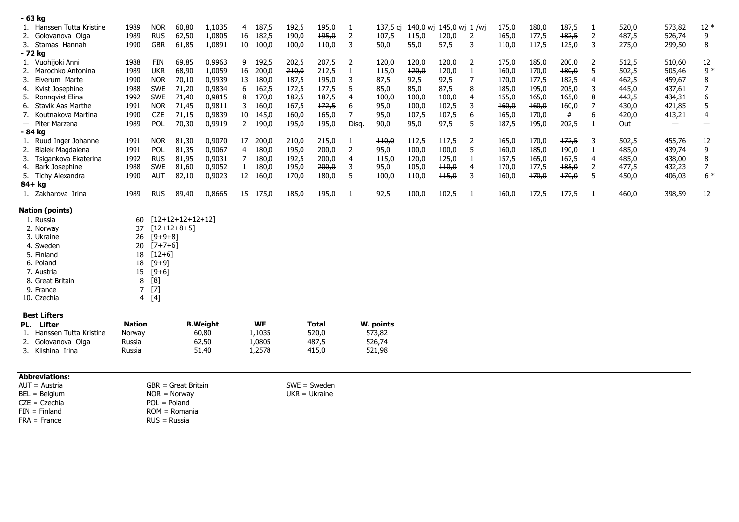| | | | | | | | | | | | | | | | | | | | | | |
|---|---|---|---|---|---|---|---|---|---|---|---|---|---|---|---|---|---|---|---|---|---|
| **- 63 kg** | | | | | | | | | | | | | | | | | | | | | |
| 1. | Hanssen Tutta Kristine | 1989 | NOR | 60,80 | 1,1035 | 4 | 187,5 | 192,5 | 195,0 | 1 | 137,5 cj | 140,0 wj | 145,0 wj | 1 /wj | 175,0 | 180,0 | ~~187,5~~ | 1 | 520,0 | 573,82 | 12 * |
| 2. | Golovanova Olga | 1989 | RUS | 62,50 | 1,0805 | 16 | 182,5 | 190,0 | ~~195,0~~ | 2 | 107,5 | 115,0 | 120,0 | 2 | 165,0 | 177,5 | ~~182,5~~ | 2 | 487,5 | 526,74 | 9 |
| 3. | Stamas Hannah | 1990 | GBR | 61,85 | 1,0891 | 10 | ~~100,0~~ | 100,0 | ~~110,0~~ | 3 | 50,0 | 55,0 | 57,5 | 3 | 110,0 | 117,5 | ~~125,0~~ | 3 | 275,0 | 299,50 | 8 |
| **- 72 kg** | | | | | | | | | | | | | | | | | | | | | |
| 1. | Vuohijoki Anni | 1988 | FIN | 69,85 | 0,9963 | 9 | 192,5 | 202,5 | 207,5 | 2 | ~~120,0~~ | ~~120,0~~ | 120,0 | 2 | 175,0 | 185,0 | ~~200,0~~ | 2 | 512,5 | 510,60 | 12 |
| 2. | Marochko Antonina | 1989 | UKR | 68,90 | 1,0059 | 16 | 200,0 | ~~210,0~~ | 212,5 | 1 | 115,0 | ~~120,0~~ | 120,0 | 1 | 160,0 | 170,0 | ~~180,0~~ | 5 | 502,5 | 505,46 | 9 * |
| 3. | Elverum Marte | 1990 | NOR | 70,10 | 0,9939 | 13 | 180,0 | 187,5 | ~~195,0~~ | 3 | 87,5 | ~~92,5~~ | 92,5 | 7 | 170,0 | 177,5 | 182,5 | 4 | 462,5 | 459,67 | 8 |
| 4. | Kvist Josephine | 1988 | SWE | 71,20 | 0,9834 | 6 | 162,5 | 172,5 | ~~177,5~~ | 5 | ~~85,0~~ | 85,0 | 87,5 | 8 | 185,0 | ~~195,0~~ | ~~205,0~~ | 3 | 445,0 | 437,61 | 7 |
| 5. | Ronnqvist Elina | 1992 | SWE | 71,40 | 0,9815 | 8 | 170,0 | 182,5 | 187,5 | 4 | ~~100,0~~ | ~~100,0~~ | 100,0 | 4 | 155,0 | ~~165,0~~ | ~~165,0~~ | 8 | 442,5 | 434,31 | 6 |
| 6. | Stavik Aas Marthe | 1991 | NOR | 71,45 | 0,9811 | 3 | 160,0 | 167,5 | ~~172,5~~ | 6 | 95,0 | 100,0 | 102,5 | 3 | ~~160,0~~ | ~~160,0~~ | 160,0 | 7 | 430,0 | 421,85 | 5 |
| 7. | Koutnakova Martina | 1990 | CZE | 71,15 | 0,9839 | 10 | 145,0 | 160,0 | ~~165,0~~ | 7 | 95,0 | ~~107,5~~ | ~~107,5~~ | 6 | 165,0 | ~~170,0~~ | # | 6 | 420,0 | 413,21 | 4 |
| — | Piter Marzena | 1989 | POL | 70,30 | 0,9919 | 2 | ~~190,0~~ | ~~195,0~~ | ~~195,0~~ | Disq. | 90,0 | 95,0 | 97,5 | 5 | 187,5 | 195,0 | ~~202,5~~ | 1 | Out | — | — |
| **- 84 kg** | | | | | | | | | | | | | | | | | | | | | |
| 1. | Ruud Inger Johanne | 1991 | NOR | 81,30 | 0,9070 | 17 | 200,0 | 210,0 | 215,0 | 1 | ~~110,0~~ | 112,5 | 117,5 | 2 | 165,0 | 170,0 | ~~172,5~~ | 3 | 502,5 | 455,76 | 12 |
| 2. | Bialek Magdalena | 1991 | POL | 81,35 | 0,9067 | 4 | 180,0 | 195,0 | ~~200,0~~ | 2 | 95,0 | ~~100,0~~ | 100,0 | 5 | 160,0 | 185,0 | 190,0 | 1 | 485,0 | 439,74 | 9 |
| 3. | Tsigankova Ekaterina | 1992 | RUS | 81,95 | 0,9031 | 7 | 180,0 | 192,5 | ~~200,0~~ | 4 | 115,0 | 120,0 | 125,0 | 1 | 157,5 | 165,0 | 167,5 | 4 | 485,0 | 438,00 | 8 |
| 4. | Bark Josephine | 1988 | SWE | 81,60 | 0,9052 | 1 | 180,0 | 195,0 | ~~200,0~~ | 3 | 95,0 | 105,0 | ~~110,0~~ | 4 | 170,0 | 177,5 | ~~185,0~~ | 2 | 477,5 | 432,23 | 7 |
| 5. | Tichy Alexandra | 1990 | AUT | 82,10 | 0,9023 | 12 | 160,0 | 170,0 | 180,0 | 5 | 100,0 | 110,0 | ~~115,0~~ | 3 | 160,0 | ~~170,0~~ | ~~170,0~~ | 5 | 450,0 | 406,03 | 6 * |
| **84+ kg** | | | | | | | | | | | | | | | | | | | | | |
| 1. | Zakharova Irina | 1989 | RUS | 89,40 | 0,8665 | 15 | 175,0 | 185,0 | ~~195,0~~ | 1 | 92,5 | 100,0 | 102,5 | 1 | 160,0 | 172,5 | ~~177,5~~ | 1 | 460,0 | 398,59 | 12 |

**Nation (points)**

| | | |
|---|---|---|
| 1. Russia | 60 | [12+12+12+12+12] |
| 2. Norway | 37 | [12+12+8+5] |
| 3. Ukraine | 26 | [9+9+8] |
| 4. Sweden | 20 | [7+7+6] |
| 5. Finland | 18 | [12+6] |
| 6. Poland | 18 | [9+9] |
| 7. Austria | 15 | [9+6] |
| 8. Great Britain | 8 | [8] |
| 9. France | 7 | [7] |
| 10. Czechia | 4 | [4] |

**Best Lifters**

| PL. Lifter | Nation | B.Weight | WF | Total | W. points |
|---|---|---|---|---|---|
| 1. Hanssen Tutta Kristine | Norway | 60,80 | 1,1035 | 520,0 | 573,82 |
| 2. Golovanova Olga | Russia | 62,50 | 1,0805 | 487,5 | 526,74 |
| 3. Klishina Irina | Russia | 51,40 | 1,2578 | 415,0 | 521,98 |

**Abbreviations:**

AUT = Austria
BEL = Belgium
CZE = Czechia
FIN = Finland
FRA = France
GBR = Great Britain
NOR = Norway
POL = Poland
ROM = Romania
RUS = Russia
SWE = Sweden
UKR = Ukraine